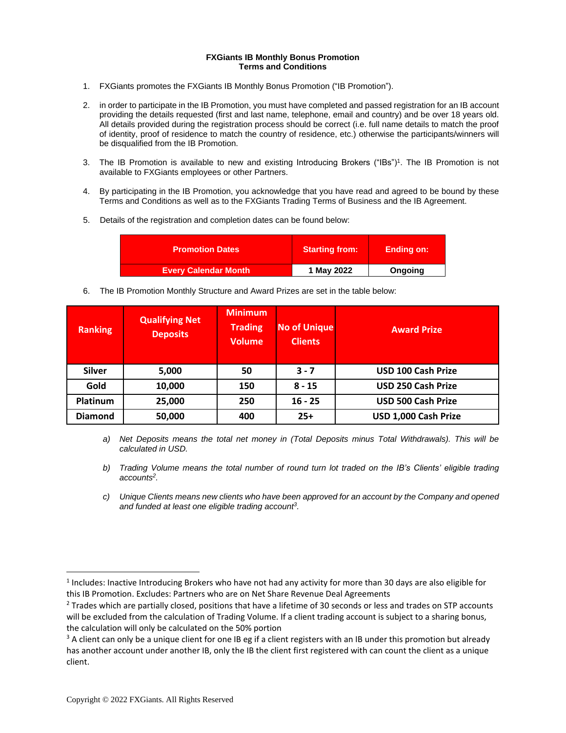**FXGiants IB Monthly Bonus Promotion**
**Terms and Conditions**

1. FXGiants promotes the FXGiants IB Monthly Bonus Promotion ("IB Promotion").

2. in order to participate in the IB Promotion, you must have completed and passed registration for an IB account providing the details requested (first and last name, telephone, email and country) and be over 18 years old. All details provided during the registration process should be correct (i.e. full name details to match the proof of identity, proof of residence to match the country of residence, etc.) otherwise the participants/winners will be disqualified from the IB Promotion.

3. The IB Promotion is available to new and existing Introducing Brokers ("IBs")[1]. The IB Promotion is not available to FXGiants employees or other Partners.

4. By participating in the IB Promotion, you acknowledge that you have read and agreed to be bound by these Terms and Conditions as well as to the FXGiants Trading Terms of Business and the IB Agreement.

5. Details of the registration and completion dates can be found below:

| Promotion Dates | Starting from: | Ending on: |
|---|---|---|
| Every Calendar Month | 1 May 2022 | Ongoing |

6. The IB Promotion Monthly Structure and Award Prizes are set in the table below:

| Ranking | Qualifying Net Deposits | Minimum Trading Volume | No of Unique Clients | Award Prize |
|---|---|---|---|---|
| Silver | 5,000 | 50 | 3 - 7 | USD 100 Cash Prize |
| Gold | 10,000 | 150 | 8 - 15 | USD 250 Cash Prize |
| Platinum | 25,000 | 250 | 16 - 25 | USD 500 Cash Prize |
| Diamond | 50,000 | 400 | 25+ | USD 1,000 Cash Prize |

   a) *Net Deposits means the total net money in (Total Deposits minus Total Withdrawals). This will be calculated in USD.*

   b) *Trading Volume means the total number of round turn lot traded on the IB's Clients' eligible trading accounts[2].*

   c) *Unique Clients means new clients who have been approved for an account by the Company and opened and funded at least one eligible trading account[3].*

---

[1] Includes: Inactive Introducing Brokers who have not had any activity for more than 30 days are also eligible for this IB Promotion. Excludes: Partners who are on Net Share Revenue Deal Agreements

[2] Trades which are partially closed, positions that have a lifetime of 30 seconds or less and trades on STP accounts will be excluded from the calculation of Trading Volume. If a client trading account is subject to a sharing bonus, the calculation will only be calculated on the 50% portion

[3] A client can only be a unique client for one IB eg if a client registers with an IB under this promotion but already has another account under another IB, only the IB the client first registered with can count the client as a unique client.

Copyright © 2022 FXGiants. All Rights Reserved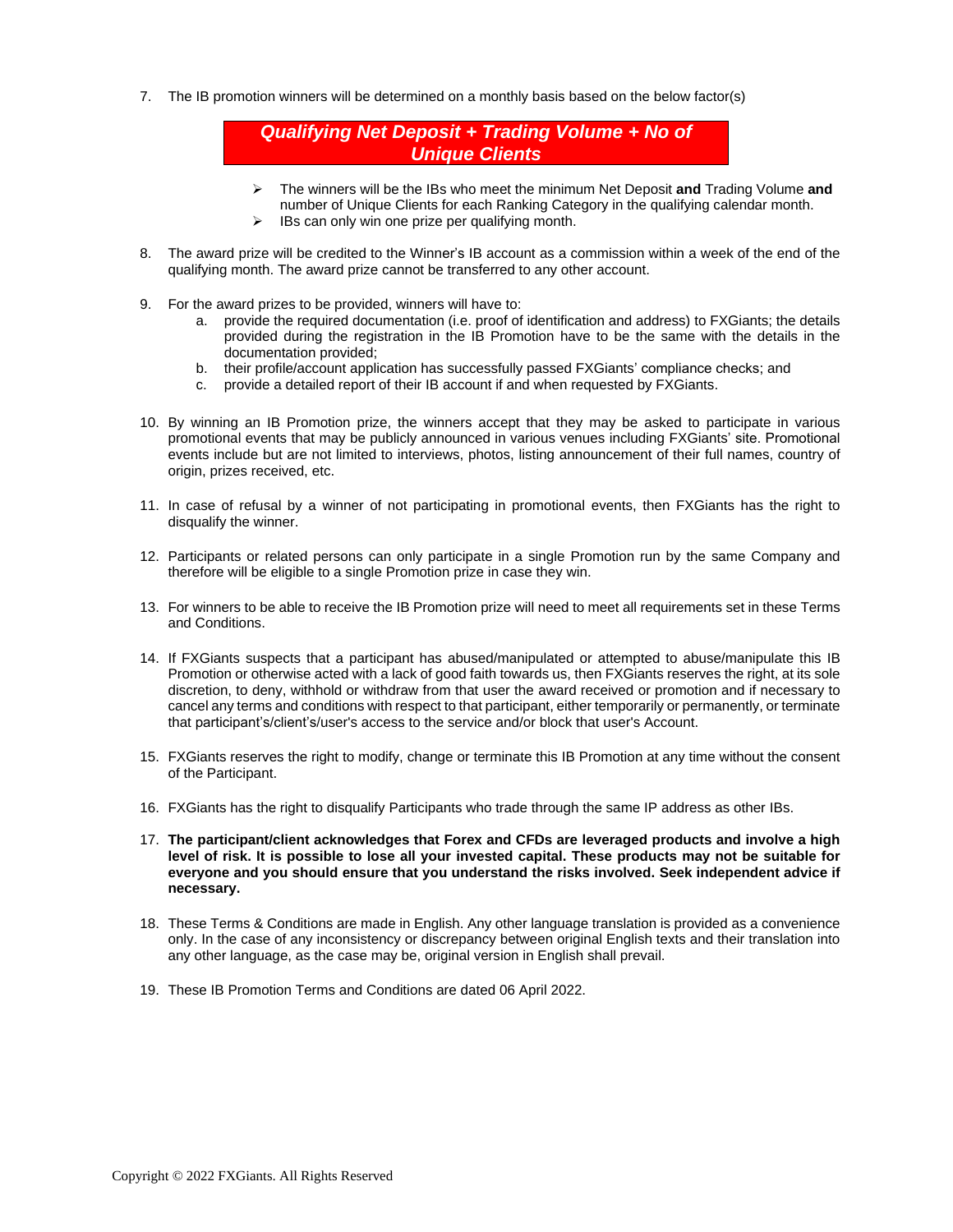7. The IB promotion winners will be determined on a monthly basis based on the below factor(s)

   ***Qualifying Net Deposit + Trading Volume + No of Unique Clients***

   - The winners will be the IBs who meet the minimum Net Deposit **and** Trading Volume **and** number of Unique Clients for each Ranking Category in the qualifying calendar month.
   - IBs can only win one prize per qualifying month.

8. The award prize will be credited to the Winner's IB account as a commission within a week of the end of the qualifying month. The award prize cannot be transferred to any other account.

9. For the award prizes to be provided, winners will have to:
   a. provide the required documentation (i.e. proof of identification and address) to FXGiants; the details provided during the registration in the IB Promotion have to be the same with the details in the documentation provided;
   b. their profile/account application has successfully passed FXGiants' compliance checks; and
   c. provide a detailed report of their IB account if and when requested by FXGiants.

10. By winning an IB Promotion prize, the winners accept that they may be asked to participate in various promotional events that may be publicly announced in various venues including FXGiants' site. Promotional events include but are not limited to interviews, photos, listing announcement of their full names, country of origin, prizes received, etc.

11. In case of refusal by a winner of not participating in promotional events, then FXGiants has the right to disqualify the winner.

12. Participants or related persons can only participate in a single Promotion run by the same Company and therefore will be eligible to a single Promotion prize in case they win.

13. For winners to be able to receive the IB Promotion prize will need to meet all requirements set in these Terms and Conditions.

14. If FXGiants suspects that a participant has abused/manipulated or attempted to abuse/manipulate this IB Promotion or otherwise acted with a lack of good faith towards us, then FXGiants reserves the right, at its sole discretion, to deny, withhold or withdraw from that user the award received or promotion and if necessary to cancel any terms and conditions with respect to that participant, either temporarily or permanently, or terminate that participant's/client's/user's access to the service and/or block that user's Account.

15. FXGiants reserves the right to modify, change or terminate this IB Promotion at any time without the consent of the Participant.

16. FXGiants has the right to disqualify Participants who trade through the same IP address as other IBs.

17. **The participant/client acknowledges that Forex and CFDs are leveraged products and involve a high level of risk. It is possible to lose all your invested capital. These products may not be suitable for everyone and you should ensure that you understand the risks involved. Seek independent advice if necessary.**

18. These Terms & Conditions are made in English. Any other language translation is provided as a convenience only. In the case of any inconsistency or discrepancy between original English texts and their translation into any other language, as the case may be, original version in English shall prevail.

19. These IB Promotion Terms and Conditions are dated 06 April 2022.

Copyright © 2022 FXGiants. All Rights Reserved